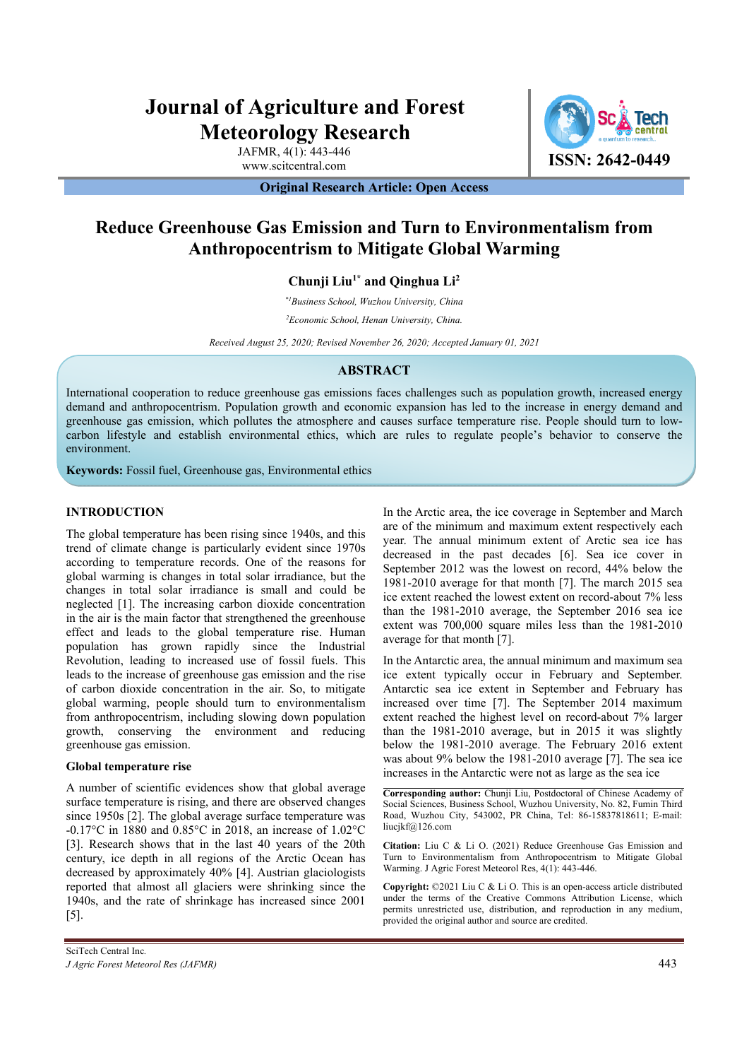# Journal of Agriculture and Forest Meteorology Research

JAFMR, 4(1): 443-446

www.scitcentral.com

ISSN: 2642-0449

**Original Research Article: Open Access**

# Reduce Greenhouse Gas Emission and Turn to Environmentalism from Anthropocentrism to Mitigate Global Warming

**Chunji Liu[1*] and Qinghua Li[2]**

*[*1]Business School, Wuzhou University, China*

*[2]Economic School, Henan University, China.*

*Received August 25, 2020; Revised November 26, 2020; Accepted January 01, 2021*

## ABSTRACT

International cooperation to reduce greenhouse gas emissions faces challenges such as population growth, increased energy demand and anthropocentrism. Population growth and economic expansion has led to the increase in energy demand and greenhouse gas emission, which pollutes the atmosphere and causes surface temperature rise. People should turn to low-carbon lifestyle and establish environmental ethics, which are rules to regulate people's behavior to conserve the environment.

**Keywords:** Fossil fuel, Greenhouse gas, Environmental ethics

## INTRODUCTION

The global temperature has been rising since 1940s, and this trend of climate change is particularly evident since 1970s according to temperature records. One of the reasons for global warming is changes in total solar irradiance, but the changes in total solar irradiance is small and could be neglected [1]. The increasing carbon dioxide concentration in the air is the main factor that strengthened the greenhouse effect and leads to the global temperature rise. Human population has grown rapidly since the Industrial Revolution, leading to increased use of fossil fuels. This leads to the increase of greenhouse gas emission and the rise of carbon dioxide concentration in the air. So, to mitigate global warming, people should turn to environmentalism from anthropocentrism, including slowing down population growth, conserving the environment and reducing greenhouse gas emission.

### Global temperature rise

A number of scientific evidences show that global average surface temperature is rising, and there are observed changes since 1950s [2]. The global average surface temperature was -0.17°C in 1880 and 0.85°C in 2018, an increase of 1.02°C [3]. Research shows that in the last 40 years of the 20th century, ice depth in all regions of the Arctic Ocean has decreased by approximately 40% [4]. Austrian glaciologists reported that almost all glaciers were shrinking since the 1940s, and the rate of shrinkage has increased since 2001 [5].

In the Arctic area, the ice coverage in September and March are of the minimum and maximum extent respectively each year. The annual minimum extent of Arctic sea ice has decreased in the past decades [6]. Sea ice cover in September 2012 was the lowest on record, 44% below the 1981-2010 average for that month [7]. The march 2015 sea ice extent reached the lowest extent on record-about 7% less than the 1981-2010 average, the September 2016 sea ice extent was 700,000 square miles less than the 1981-2010 average for that month [7].

In the Antarctic area, the annual minimum and maximum sea ice extent typically occur in February and September. Antarctic sea ice extent in September and February has increased over time [7]. The September 2014 maximum extent reached the highest level on record-about 7% larger than the 1981-2010 average, but in 2015 it was slightly below the 1981-2010 average. The February 2016 extent was about 9% below the 1981-2010 average [7]. The sea ice increases in the Antarctic were not as large as the sea ice

**Corresponding author:** Chunji Liu, Postdoctoral of Chinese Academy of Social Sciences, Business School, Wuzhou University, No. 82, Fumin Third Road, Wuzhou City, 543002, PR China, Tel: 86-15837818611; E-mail: liucjkf@126.com

**Citation:** Liu C & Li O. (2021) Reduce Greenhouse Gas Emission and Turn to Environmentalism from Anthropocentrism to Mitigate Global Warming. J Agric Forest Meteorol Res, 4(1): 443-446.

**Copyright:** ©2021 Liu C & Li O. This is an open-access article distributed under the terms of the Creative Commons Attribution License, which permits unrestricted use, distribution, and reproduction in any medium, provided the original author and source are credited.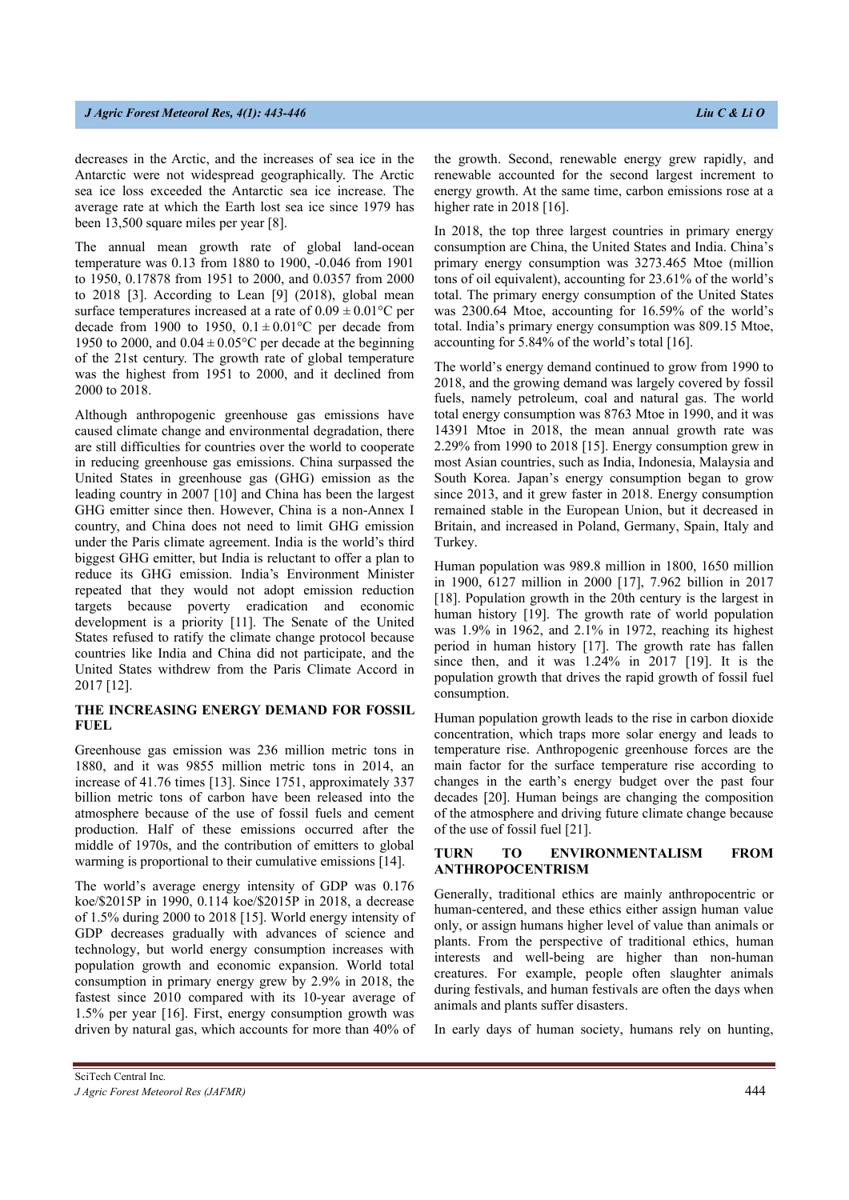decreases in the Arctic, and the increases of sea ice in the Antarctic were not widespread geographically. The Arctic sea ice loss exceeded the Antarctic sea ice increase. The average rate at which the Earth lost sea ice since 1979 has been 13,500 square miles per year [8].

The annual mean growth rate of global land-ocean temperature was 0.13 from 1880 to 1900, -0.046 from 1901 to 1950, 0.17878 from 1951 to 2000, and 0.0357 from 2000 to 2018 [3]. According to Lean [9] (2018), global mean surface temperatures increased at a rate of $0.09 \pm 0.01$°C per decade from 1900 to 1950, $0.1 \pm 0.01$°C per decade from 1950 to 2000, and $0.04 \pm 0.05$°C per decade at the beginning of the 21st century. The growth rate of global temperature was the highest from 1951 to 2000, and it declined from 2000 to 2018.

Although anthropogenic greenhouse gas emissions have caused climate change and environmental degradation, there are still difficulties for countries over the world to cooperate in reducing greenhouse gas emissions. China surpassed the United States in greenhouse gas (GHG) emission as the leading country in 2007 [10] and China has been the largest GHG emitter since then. However, China is a non-Annex I country, and China does not need to limit GHG emission under the Paris climate agreement. India is the world's third biggest GHG emitter, but India is reluctant to offer a plan to reduce its GHG emission. India's Environment Minister repeated that they would not adopt emission reduction targets because poverty eradication and economic development is a priority [11]. The Senate of the United States refused to ratify the climate change protocol because countries like India and China did not participate, and the United States withdrew from the Paris Climate Accord in 2017 [12].

## THE INCREASING ENERGY DEMAND FOR FOSSIL FUEL

Greenhouse gas emission was 236 million metric tons in 1880, and it was 9855 million metric tons in 2014, an increase of 41.76 times [13]. Since 1751, approximately 337 billion metric tons of carbon have been released into the atmosphere because of the use of fossil fuels and cement production. Half of these emissions occurred after the middle of 1970s, and the contribution of emitters to global warming is proportional to their cumulative emissions [14].

The world's average energy intensity of GDP was 0.176 koe/\$2015P in 1990, 0.114 koe/\$2015P in 2018, a decrease of 1.5% during 2000 to 2018 [15]. World energy intensity of GDP decreases gradually with advances of science and technology, but world energy consumption increases with population growth and economic expansion. World total consumption in primary energy grew by 2.9% in 2018, the fastest since 2010 compared with its 10-year average of 1.5% per year [16]. First, energy consumption growth was driven by natural gas, which accounts for more than 40% of the growth. Second, renewable energy grew rapidly, and renewable accounted for the second largest increment to energy growth. At the same time, carbon emissions rose at a higher rate in 2018 [16].

In 2018, the top three largest countries in primary energy consumption are China, the United States and India. China's primary energy consumption was 3273.465 Mtoe (million tons of oil equivalent), accounting for 23.61% of the world's total. The primary energy consumption of the United States was 2300.64 Mtoe, accounting for 16.59% of the world's total. India's primary energy consumption was 809.15 Mtoe, accounting for 5.84% of the world's total [16].

The world's energy demand continued to grow from 1990 to 2018, and the growing demand was largely covered by fossil fuels, namely petroleum, coal and natural gas. The world total energy consumption was 8763 Mtoe in 1990, and it was 14391 Mtoe in 2018, the mean annual growth rate was 2.29% from 1990 to 2018 [15]. Energy consumption grew in most Asian countries, such as India, Indonesia, Malaysia and South Korea. Japan's energy consumption began to grow since 2013, and it grew faster in 2018. Energy consumption remained stable in the European Union, but it decreased in Britain, and increased in Poland, Germany, Spain, Italy and Turkey.

Human population was 989.8 million in 1800, 1650 million in 1900, 6127 million in 2000 [17], 7.962 billion in 2017 [18]. Population growth in the 20th century is the largest in human history [19]. The growth rate of world population was 1.9% in 1962, and 2.1% in 1972, reaching its highest period in human history [17]. The growth rate has fallen since then, and it was 1.24% in 2017 [19]. It is the population growth that drives the rapid growth of fossil fuel consumption.

Human population growth leads to the rise in carbon dioxide concentration, which traps more solar energy and leads to temperature rise. Anthropogenic greenhouse forces are the main factor for the surface temperature rise according to changes in the earth's energy budget over the past four decades [20]. Human beings are changing the composition of the atmosphere and driving future climate change because of the use of fossil fuel [21].

## TURN TO ENVIRONMENTALISM FROM ANTHROPOCENTRISM

Generally, traditional ethics are mainly anthropocentric or human-centered, and these ethics either assign human value only, or assign humans higher level of value than animals or plants. From the perspective of traditional ethics, human interests and well-being are higher than non-human creatures. For example, people often slaughter animals during festivals, and human festivals are often the days when animals and plants suffer disasters.

In early days of human society, humans rely on hunting,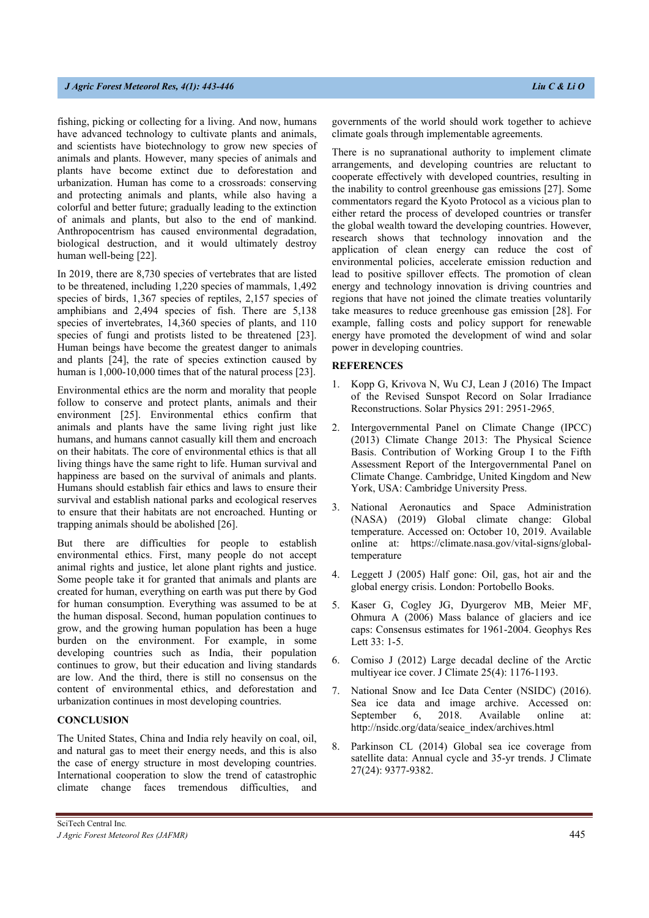fishing, picking or collecting for a living. And now, humans have advanced technology to cultivate plants and animals, and scientists have biotechnology to grow new species of animals and plants. However, many species of animals and plants have become extinct due to deforestation and urbanization. Human has come to a crossroads: conserving and protecting animals and plants, while also having a colorful and better future; gradually leading to the extinction of animals and plants, but also to the end of mankind. Anthropocentrism has caused environmental degradation, biological destruction, and it would ultimately destroy human well-being [22].

In 2019, there are 8,730 species of vertebrates that are listed to be threatened, including 1,220 species of mammals, 1,492 species of birds, 1,367 species of reptiles, 2,157 species of amphibians and 2,494 species of fish. There are 5,138 species of invertebrates, 14,360 species of plants, and 110 species of fungi and protists listed to be threatened [23]. Human beings have become the greatest danger to animals and plants [24], the rate of species extinction caused by human is 1,000-10,000 times that of the natural process [23].

Environmental ethics are the norm and morality that people follow to conserve and protect plants, animals and their environment [25]. Environmental ethics confirm that animals and plants have the same living right just like humans, and humans cannot casually kill them and encroach on their habitats. The core of environmental ethics is that all living things have the same right to life. Human survival and happiness are based on the survival of animals and plants. Humans should establish fair ethics and laws to ensure their survival and establish national parks and ecological reserves to ensure that their habitats are not encroached. Hunting or trapping animals should be abolished [26].

But there are difficulties for people to establish environmental ethics. First, many people do not accept animal rights and justice, let alone plant rights and justice. Some people take it for granted that animals and plants are created for human, everything on earth was put there by God for human consumption. Everything was assumed to be at the human disposal. Second, human population continues to grow, and the growing human population has been a huge burden on the environment. For example, in some developing countries such as India, their population continues to grow, but their education and living standards are low. And the third, there is still no consensus on the content of environmental ethics, and deforestation and urbanization continues in most developing countries.

## CONCLUSION

The United States, China and India rely heavily on coal, oil, and natural gas to meet their energy needs, and this is also the case of energy structure in most developing countries. International cooperation to slow the trend of catastrophic climate change faces tremendous difficulties, and governments of the world should work together to achieve climate goals through implementable agreements.

There is no supranational authority to implement climate arrangements, and developing countries are reluctant to cooperate effectively with developed countries, resulting in the inability to control greenhouse gas emissions [27]. Some commentators regard the Kyoto Protocol as a vicious plan to either retard the process of developed countries or transfer the global wealth toward the developing countries. However, research shows that technology innovation and the application of clean energy can reduce the cost of environmental policies, accelerate emission reduction and lead to positive spillover effects. The promotion of clean energy and technology innovation is driving countries and regions that have not joined the climate treaties voluntarily take measures to reduce greenhouse gas emission [28]. For example, falling costs and policy support for renewable energy have promoted the development of wind and solar power in developing countries.

## REFERENCES

1. Kopp G, Krivova N, Wu CJ, Lean J (2016) The Impact of the Revised Sunspot Record on Solar Irradiance Reconstructions. Solar Physics 291: 2951-2965.

2. Intergovernmental Panel on Climate Change (IPCC) (2013) Climate Change 2013: The Physical Science Basis. Contribution of Working Group I to the Fifth Assessment Report of the Intergovernmental Panel on Climate Change. Cambridge, United Kingdom and New York, USA: Cambridge University Press.

3. National Aeronautics and Space Administration (NASA) (2019) Global climate change: Global temperature. Accessed on: October 10, 2019. Available online at: https://climate.nasa.gov/vital-signs/global-temperature

4. Leggett J (2005) Half gone: Oil, gas, hot air and the global energy crisis. London: Portobello Books.

5. Kaser G, Cogley JG, Dyurgerov MB, Meier MF, Ohmura A (2006) Mass balance of glaciers and ice caps: Consensus estimates for 1961-2004. Geophys Res Lett 33: 1-5.

6. Comiso J (2012) Large decadal decline of the Arctic multiyear ice cover. J Climate 25(4): 1176-1193.

7. National Snow and Ice Data Center (NSIDC) (2016). Sea ice data and image archive. Accessed on: September 6, 2018. Available online at: http://nsidc.org/data/seaice_index/archives.html

8. Parkinson CL (2014) Global sea ice coverage from satellite data: Annual cycle and 35-yr trends. J Climate 27(24): 9377-9382.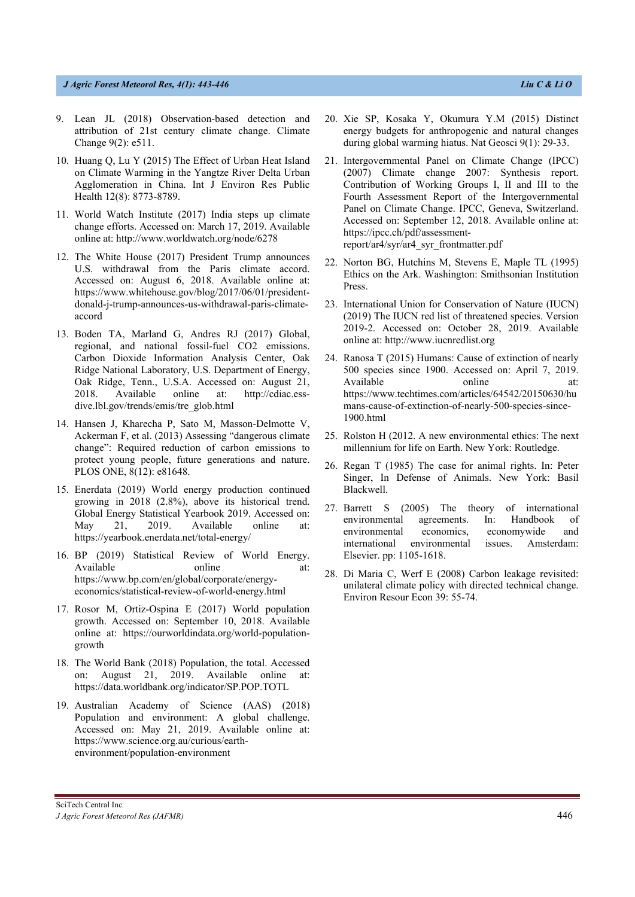9. Lean JL (2018) Observation-based detection and attribution of 21st century climate change. Climate Change 9(2): e511.
10. Huang Q, Lu Y (2015) The Effect of Urban Heat Island on Climate Warming in the Yangtze River Delta Urban Agglomeration in China. Int J Environ Res Public Health 12(8): 8773-8789.
11. World Watch Institute (2017) India steps up climate change efforts. Accessed on: March 17, 2019. Available online at: http://www.worldwatch.org/node/6278
12. The White House (2017) President Trump announces U.S. withdrawal from the Paris climate accord. Accessed on: August 6, 2018. Available online at: https://www.whitehouse.gov/blog/2017/06/01/president-donald-j-trump-announces-us-withdrawal-paris-climate-accord
13. Boden TA, Marland G, Andres RJ (2017) Global, regional, and national fossil-fuel CO2 emissions. Carbon Dioxide Information Analysis Center, Oak Ridge National Laboratory, U.S. Department of Energy, Oak Ridge, Tenn., U.S.A. Accessed on: August 21, 2018. Available online at: http://cdiac.ess-dive.lbl.gov/trends/emis/tre_glob.html
14. Hansen J, Kharecha P, Sato M, Masson-Delmotte V, Ackerman F, et al. (2013) Assessing "dangerous climate change": Required reduction of carbon emissions to protect young people, future generations and nature. PLOS ONE, 8(12): e81648.
15. Enerdata (2019) World energy production continued growing in 2018 (2.8%), above its historical trend. Global Energy Statistical Yearbook 2019. Accessed on: May 21, 2019. Available online at: https://yearbook.enerdata.net/total-energy/
16. BP (2019) Statistical Review of World Energy. Available online at: https://www.bp.com/en/global/corporate/energy-economics/statistical-review-of-world-energy.html
17. Rosor M, Ortiz-Ospina E (2017) World population growth. Accessed on: September 10, 2018. Available online at: https://ourworldindata.org/world-population-growth
18. The World Bank (2018) Population, the total. Accessed on: August 21, 2019. Available online at: https://data.worldbank.org/indicator/SP.POP.TOTL
19. Australian Academy of Science (AAS) (2018) Population and environment: A global challenge. Accessed on: May 21, 2019. Available online at: https://www.science.org.au/curious/earth-environment/population-environment
20. Xie SP, Kosaka Y, Okumura Y.M (2015) Distinct energy budgets for anthropogenic and natural changes during global warming hiatus. Nat Geosci 9(1): 29-33.
21. Intergovernmental Panel on Climate Change (IPCC) (2007) Climate change 2007: Synthesis report. Contribution of Working Groups I, II and III to the Fourth Assessment Report of the Intergovernmental Panel on Climate Change. IPCC, Geneva, Switzerland. Accessed on: September 12, 2018. Available online at: https://ipcc.ch/pdf/assessment-report/ar4/syr/ar4_syr_frontmatter.pdf
22. Norton BG, Hutchins M, Stevens E, Maple TL (1995) Ethics on the Ark. Washington: Smithsonian Institution Press.
23. International Union for Conservation of Nature (IUCN) (2019) The IUCN red list of threatened species. Version 2019-2. Accessed on: October 28, 2019. Available online at: http://www.iucnredlist.org
24. Ranosa T (2015) Humans: Cause of extinction of nearly 500 species since 1900. Accessed on: April 7, 2019. Available online at: https://www.techtimes.com/articles/64542/20150630/humans-cause-of-extinction-of-nearly-500-species-since-1900.html
25. Rolston H (2012. A new environmental ethics: The next millennium for life on Earth. New York: Routledge.
26. Regan T (1985) The case for animal rights. In: Peter Singer, In Defense of Animals. New York: Basil Blackwell.
27. Barrett S (2005) The theory of international environmental agreements. In: Handbook of environmental economics, economywide and international environmental issues. Amsterdam: Elsevier. pp: 1105-1618.
28. Di Maria C, Werf E (2008) Carbon leakage revisited: unilateral climate policy with directed technical change. Environ Resour Econ 39: 55-74.